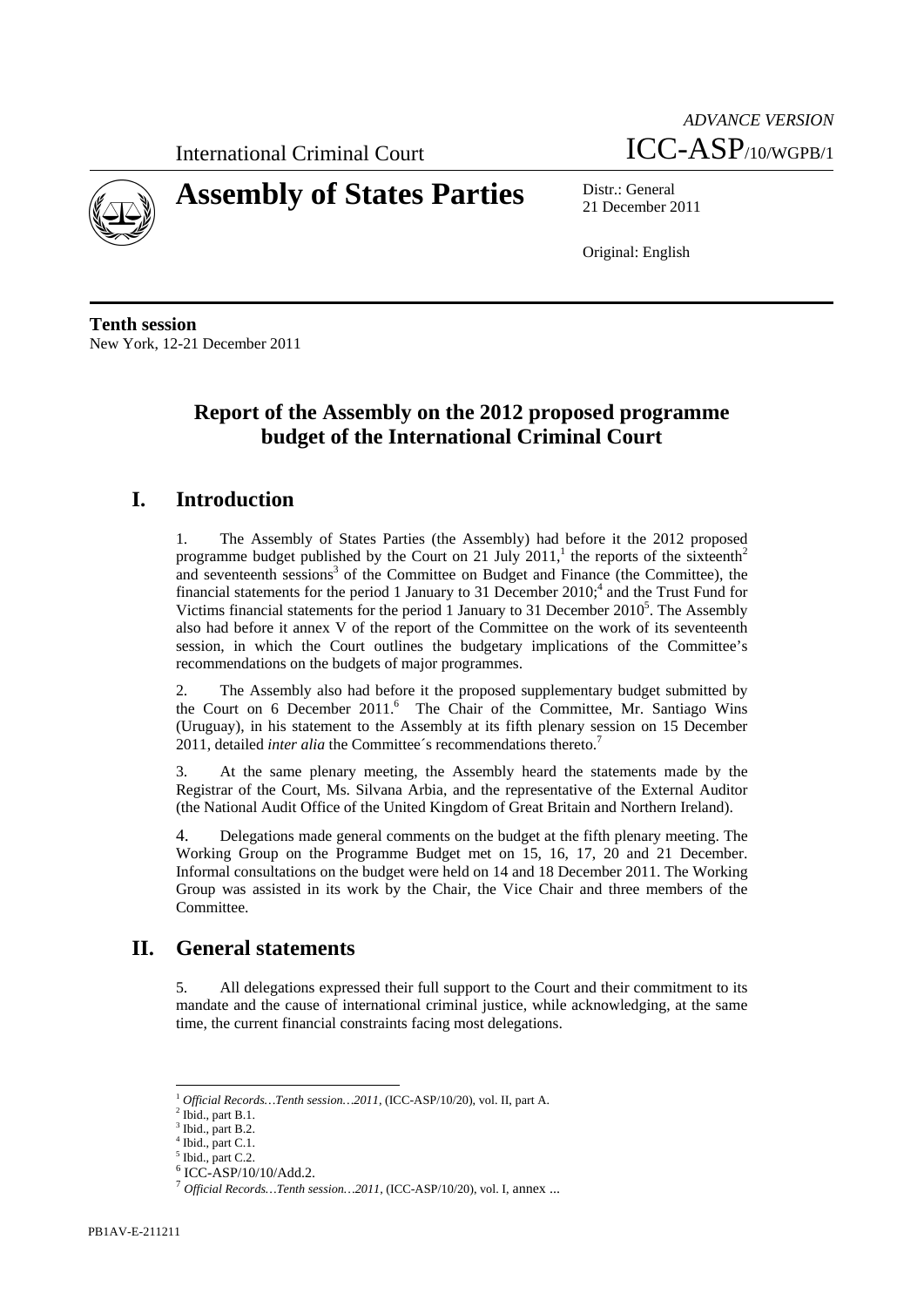*ADVANCE VERSION*

International Criminal Court ICC-ASP/10/WGPB/1

# Assembly of States Parties

Distr.: General
21 December 2011

Original: English

**Tenth session**
New York, 12-21 December 2011

## Report of the Assembly on the 2012 proposed programme budget of the International Criminal Court

## I. Introduction

1. The Assembly of States Parties (the Assembly) had before it the 2012 proposed programme budget published by the Court on 21 July 2011,[1] the reports of the sixteenth[2] and seventeenth sessions[3] of the Committee on Budget and Finance (the Committee), the financial statements for the period 1 January to 31 December 2010;[4] and the Trust Fund for Victims financial statements for the period 1 January to 31 December 2010[5]. The Assembly also had before it annex V of the report of the Committee on the work of its seventeenth session, in which the Court outlines the budgetary implications of the Committee's recommendations on the budgets of major programmes.

2. The Assembly also had before it the proposed supplementary budget submitted by the Court on 6 December 2011.[6] The Chair of the Committee, Mr. Santiago Wins (Uruguay), in his statement to the Assembly at its fifth plenary session on 15 December 2011, detailed *inter alia* the Committee´s recommendations thereto.[7]

3. At the same plenary meeting, the Assembly heard the statements made by the Registrar of the Court, Ms. Silvana Arbia, and the representative of the External Auditor (the National Audit Office of the United Kingdom of Great Britain and Northern Ireland).

4. Delegations made general comments on the budget at the fifth plenary meeting. The Working Group on the Programme Budget met on 15, 16, 17, 20 and 21 December. Informal consultations on the budget were held on 14 and 18 December 2011. The Working Group was assisted in its work by the Chair, the Vice Chair and three members of the Committee.

## II. General statements

5. All delegations expressed their full support to the Court and their commitment to its mandate and the cause of international criminal justice, while acknowledging, at the same time, the current financial constraints facing most delegations.

---

[1] *Official Records…Tenth session…2011*, (ICC-ASP/10/20), vol. II, part A.
[2] Ibid., part B.1.
[3] Ibid., part B.2.
[4] Ibid., part C.1.
[5] Ibid., part C.2.
[6] ICC-ASP/10/10/Add.2.
[7] *Official Records…Tenth session…2011*, (ICC-ASP/10/20), vol. I, annex ...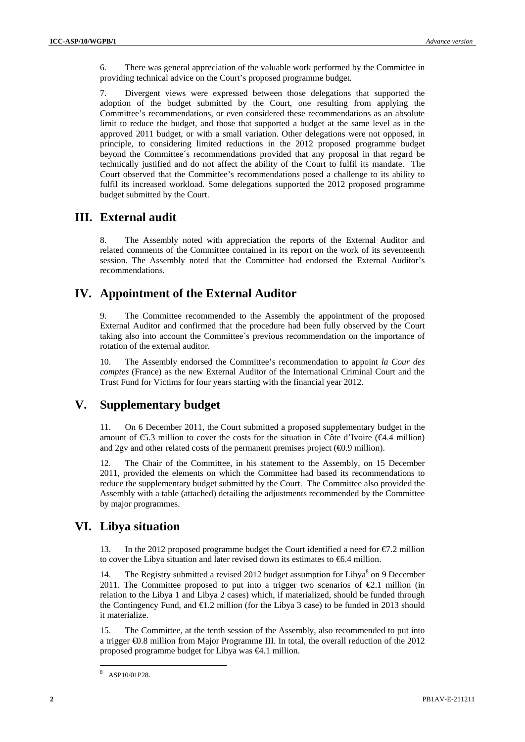6. There was general appreciation of the valuable work performed by the Committee in providing technical advice on the Court's proposed programme budget.

7. Divergent views were expressed between those delegations that supported the adoption of the budget submitted by the Court, one resulting from applying the Committee's recommendations, or even considered these recommendations as an absolute limit to reduce the budget, and those that supported a budget at the same level as in the approved 2011 budget, or with a small variation. Other delegations were not opposed, in principle, to considering limited reductions in the 2012 proposed programme budget beyond the Committee´s recommendations provided that any proposal in that regard be technically justified and do not affect the ability of the Court to fulfil its mandate. The Court observed that the Committee's recommendations posed a challenge to its ability to fulfil its increased workload. Some delegations supported the 2012 proposed programme budget submitted by the Court.

## III. External audit

8. The Assembly noted with appreciation the reports of the External Auditor and related comments of the Committee contained in its report on the work of its seventeenth session. The Assembly noted that the Committee had endorsed the External Auditor's recommendations.

## IV. Appointment of the External Auditor

9. The Committee recommended to the Assembly the appointment of the proposed External Auditor and confirmed that the procedure had been fully observed by the Court taking also into account the Committee´s previous recommendation on the importance of rotation of the external auditor.

10. The Assembly endorsed the Committee's recommendation to appoint *la Cour des comptes* (France) as the new External Auditor of the International Criminal Court and the Trust Fund for Victims for four years starting with the financial year 2012.

## V. Supplementary budget

11. On 6 December 2011, the Court submitted a proposed supplementary budget in the amount of €5.3 million to cover the costs for the situation in Côte d'Ivoire (€4.4 million) and 2gv and other related costs of the permanent premises project (€0.9 million).

12. The Chair of the Committee, in his statement to the Assembly, on 15 December 2011, provided the elements on which the Committee had based its recommendations to reduce the supplementary budget submitted by the Court. The Committee also provided the Assembly with a table (attached) detailing the adjustments recommended by the Committee by major programmes.

## VI. Libya situation

13. In the 2012 proposed programme budget the Court identified a need for €7.2 million to cover the Libya situation and later revised down its estimates to €6.4 million.

14. The Registry submitted a revised 2012 budget assumption for Libya[8] on 9 December 2011. The Committee proposed to put into a trigger two scenarios of €2.1 million (in relation to the Libya 1 and Libya 2 cases) which, if materialized, should be funded through the Contingency Fund, and €1.2 million (for the Libya 3 case) to be funded in 2013 should it materialize.

15. The Committee, at the tenth session of the Assembly, also recommended to put into a trigger €0.8 million from Major Programme III. In total, the overall reduction of the 2012 proposed programme budget for Libya was €4.1 million.

[8] ASP10/01P28.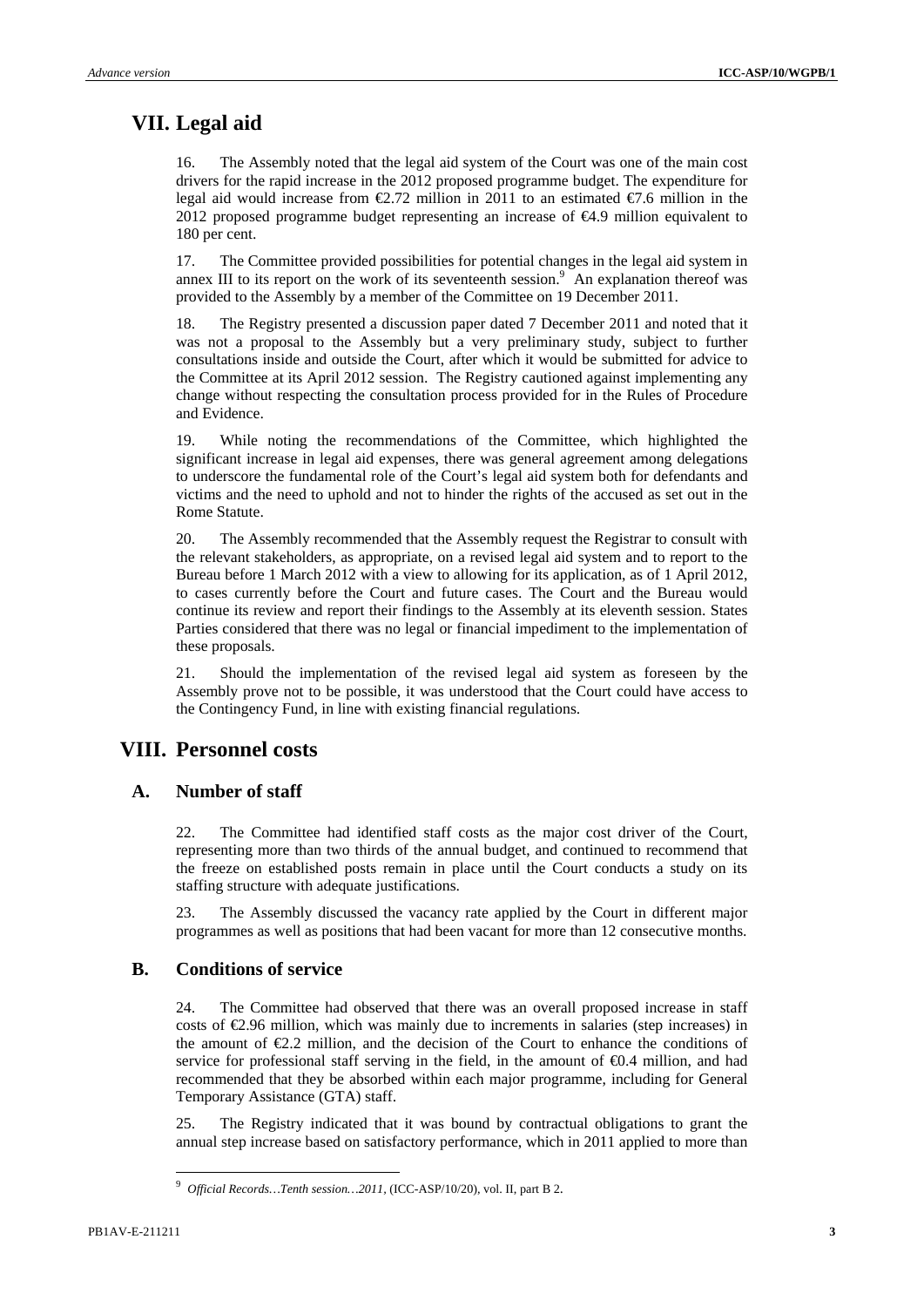# VII. Legal aid

16. The Assembly noted that the legal aid system of the Court was one of the main cost drivers for the rapid increase in the 2012 proposed programme budget. The expenditure for legal aid would increase from €2.72 million in 2011 to an estimated €7.6 million in the 2012 proposed programme budget representing an increase of €4.9 million equivalent to 180 per cent.

17. The Committee provided possibilities for potential changes in the legal aid system in annex III to its report on the work of its seventeenth session.[9] An explanation thereof was provided to the Assembly by a member of the Committee on 19 December 2011.

18. The Registry presented a discussion paper dated 7 December 2011 and noted that it was not a proposal to the Assembly but a very preliminary study, subject to further consultations inside and outside the Court, after which it would be submitted for advice to the Committee at its April 2012 session. The Registry cautioned against implementing any change without respecting the consultation process provided for in the Rules of Procedure and Evidence.

19. While noting the recommendations of the Committee, which highlighted the significant increase in legal aid expenses, there was general agreement among delegations to underscore the fundamental role of the Court's legal aid system both for defendants and victims and the need to uphold and not to hinder the rights of the accused as set out in the Rome Statute.

20. The Assembly recommended that the Assembly request the Registrar to consult with the relevant stakeholders, as appropriate, on a revised legal aid system and to report to the Bureau before 1 March 2012 with a view to allowing for its application, as of 1 April 2012, to cases currently before the Court and future cases. The Court and the Bureau would continue its review and report their findings to the Assembly at its eleventh session. States Parties considered that there was no legal or financial impediment to the implementation of these proposals.

21. Should the implementation of the revised legal aid system as foreseen by the Assembly prove not to be possible, it was understood that the Court could have access to the Contingency Fund, in line with existing financial regulations.

# VIII. Personnel costs

## A. Number of staff

22. The Committee had identified staff costs as the major cost driver of the Court, representing more than two thirds of the annual budget, and continued to recommend that the freeze on established posts remain in place until the Court conducts a study on its staffing structure with adequate justifications.

23. The Assembly discussed the vacancy rate applied by the Court in different major programmes as well as positions that had been vacant for more than 12 consecutive months.

## B. Conditions of service

24. The Committee had observed that there was an overall proposed increase in staff costs of €2.96 million, which was mainly due to increments in salaries (step increases) in the amount of €2.2 million, and the decision of the Court to enhance the conditions of service for professional staff serving in the field, in the amount of €0.4 million, and had recommended that they be absorbed within each major programme, including for General Temporary Assistance (GTA) staff.

25. The Registry indicated that it was bound by contractual obligations to grant the annual step increase based on satisfactory performance, which in 2011 applied to more than

[9] *Official Records…Tenth session…2011*, (ICC-ASP/10/20), vol. II, part B 2.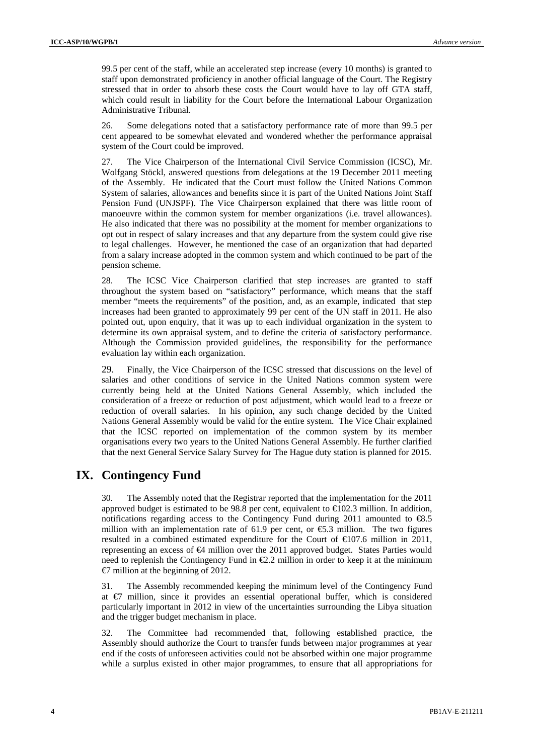99.5 per cent of the staff, while an accelerated step increase (every 10 months) is granted to staff upon demonstrated proficiency in another official language of the Court. The Registry stressed that in order to absorb these costs the Court would have to lay off GTA staff, which could result in liability for the Court before the International Labour Organization Administrative Tribunal.

26. Some delegations noted that a satisfactory performance rate of more than 99.5 per cent appeared to be somewhat elevated and wondered whether the performance appraisal system of the Court could be improved.

27. The Vice Chairperson of the International Civil Service Commission (ICSC), Mr. Wolfgang Stöckl, answered questions from delegations at the 19 December 2011 meeting of the Assembly. He indicated that the Court must follow the United Nations Common System of salaries, allowances and benefits since it is part of the United Nations Joint Staff Pension Fund (UNJSPF). The Vice Chairperson explained that there was little room of manoeuvre within the common system for member organizations (i.e. travel allowances). He also indicated that there was no possibility at the moment for member organizations to opt out in respect of salary increases and that any departure from the system could give rise to legal challenges. However, he mentioned the case of an organization that had departed from a salary increase adopted in the common system and which continued to be part of the pension scheme.

28. The ICSC Vice Chairperson clarified that step increases are granted to staff throughout the system based on "satisfactory" performance, which means that the staff member "meets the requirements" of the position, and, as an example, indicated that step increases had been granted to approximately 99 per cent of the UN staff in 2011. He also pointed out, upon enquiry, that it was up to each individual organization in the system to determine its own appraisal system, and to define the criteria of satisfactory performance. Although the Commission provided guidelines, the responsibility for the performance evaluation lay within each organization.

29. Finally, the Vice Chairperson of the ICSC stressed that discussions on the level of salaries and other conditions of service in the United Nations common system were currently being held at the United Nations General Assembly, which included the consideration of a freeze or reduction of post adjustment, which would lead to a freeze or reduction of overall salaries. In his opinion, any such change decided by the United Nations General Assembly would be valid for the entire system. The Vice Chair explained that the ICSC reported on implementation of the common system by its member organisations every two years to the United Nations General Assembly. He further clarified that the next General Service Salary Survey for The Hague duty station is planned for 2015.

# IX. Contingency Fund

30. The Assembly noted that the Registrar reported that the implementation for the 2011 approved budget is estimated to be 98.8 per cent, equivalent to €102.3 million. In addition, notifications regarding access to the Contingency Fund during 2011 amounted to €8.5 million with an implementation rate of 61.9 per cent, or €5.3 million. The two figures resulted in a combined estimated expenditure for the Court of €107.6 million in 2011, representing an excess of €4 million over the 2011 approved budget. States Parties would need to replenish the Contingency Fund in €2.2 million in order to keep it at the minimum €7 million at the beginning of 2012.

31. The Assembly recommended keeping the minimum level of the Contingency Fund at €7 million, since it provides an essential operational buffer, which is considered particularly important in 2012 in view of the uncertainties surrounding the Libya situation and the trigger budget mechanism in place.

32. The Committee had recommended that, following established practice, the Assembly should authorize the Court to transfer funds between major programmes at year end if the costs of unforeseen activities could not be absorbed within one major programme while a surplus existed in other major programmes, to ensure that all appropriations for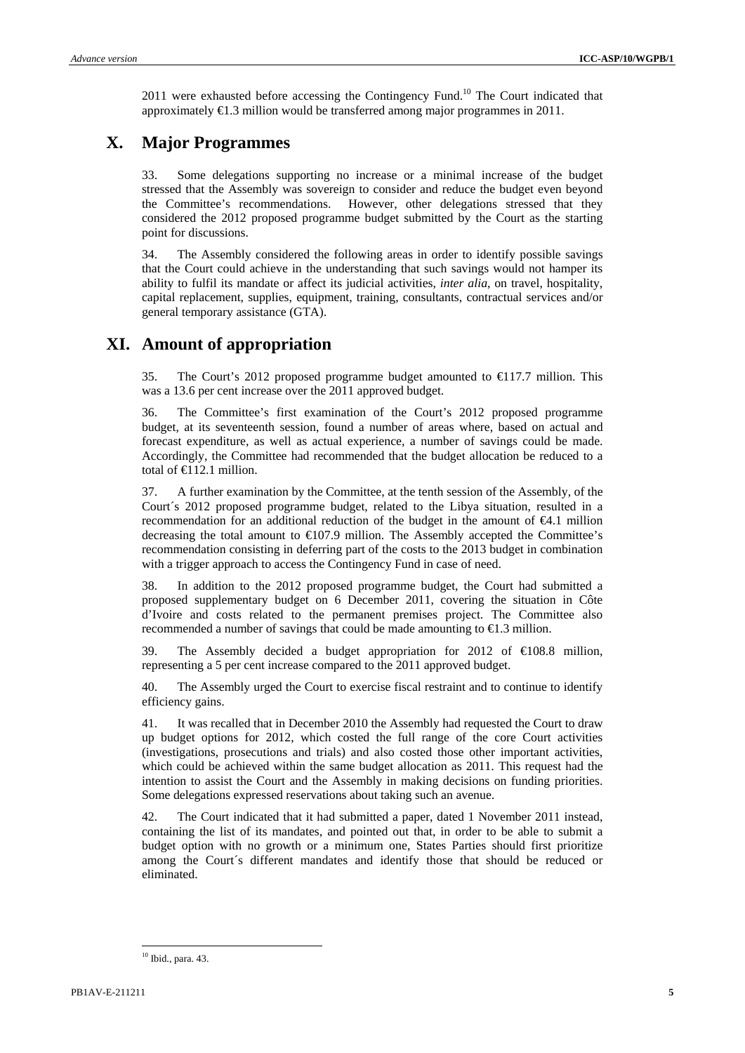2011 were exhausted before accessing the Contingency Fund.[10] The Court indicated that approximately €1.3 million would be transferred among major programmes in 2011.

# X. Major Programmes

33. Some delegations supporting no increase or a minimal increase of the budget stressed that the Assembly was sovereign to consider and reduce the budget even beyond the Committee's recommendations. However, other delegations stressed that they considered the 2012 proposed programme budget submitted by the Court as the starting point for discussions.

34. The Assembly considered the following areas in order to identify possible savings that the Court could achieve in the understanding that such savings would not hamper its ability to fulfil its mandate or affect its judicial activities, *inter alia*, on travel, hospitality, capital replacement, supplies, equipment, training, consultants, contractual services and/or general temporary assistance (GTA).

# XI. Amount of appropriation

35. The Court's 2012 proposed programme budget amounted to €117.7 million. This was a 13.6 per cent increase over the 2011 approved budget.

36. The Committee's first examination of the Court's 2012 proposed programme budget, at its seventeenth session, found a number of areas where, based on actual and forecast expenditure, as well as actual experience, a number of savings could be made. Accordingly, the Committee had recommended that the budget allocation be reduced to a total of €112.1 million.

37. A further examination by the Committee, at the tenth session of the Assembly, of the Court´s 2012 proposed programme budget, related to the Libya situation, resulted in a recommendation for an additional reduction of the budget in the amount of €4.1 million decreasing the total amount to €107.9 million. The Assembly accepted the Committee's recommendation consisting in deferring part of the costs to the 2013 budget in combination with a trigger approach to access the Contingency Fund in case of need.

38. In addition to the 2012 proposed programme budget, the Court had submitted a proposed supplementary budget on 6 December 2011, covering the situation in Côte d'Ivoire and costs related to the permanent premises project. The Committee also recommended a number of savings that could be made amounting to €1.3 million.

39. The Assembly decided a budget appropriation for 2012 of €108.8 million, representing a 5 per cent increase compared to the 2011 approved budget.

40. The Assembly urged the Court to exercise fiscal restraint and to continue to identify efficiency gains.

41. It was recalled that in December 2010 the Assembly had requested the Court to draw up budget options for 2012, which costed the full range of the core Court activities (investigations, prosecutions and trials) and also costed those other important activities, which could be achieved within the same budget allocation as 2011. This request had the intention to assist the Court and the Assembly in making decisions on funding priorities. Some delegations expressed reservations about taking such an avenue.

42. The Court indicated that it had submitted a paper, dated 1 November 2011 instead, containing the list of its mandates, and pointed out that, in order to be able to submit a budget option with no growth or a minimum one, States Parties should first prioritize among the Court´s different mandates and identify those that should be reduced or eliminated.

---

[10] Ibid., para. 43.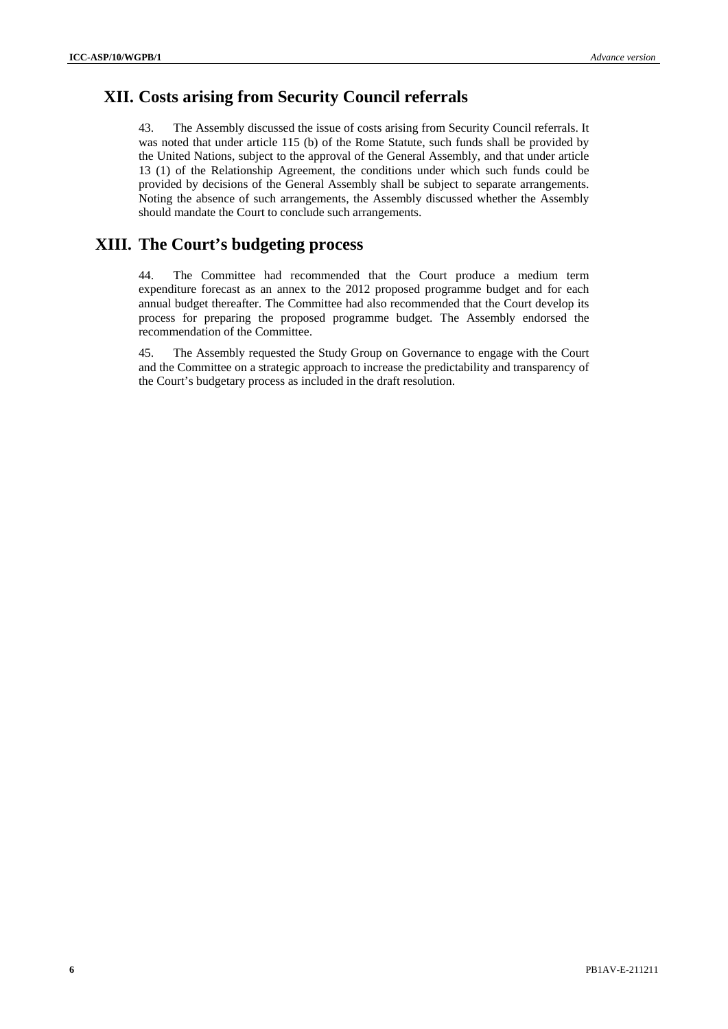## XII. Costs arising from Security Council referrals

43. The Assembly discussed the issue of costs arising from Security Council referrals. It was noted that under article 115 (b) of the Rome Statute, such funds shall be provided by the United Nations, subject to the approval of the General Assembly, and that under article 13 (1) of the Relationship Agreement, the conditions under which such funds could be provided by decisions of the General Assembly shall be subject to separate arrangements. Noting the absence of such arrangements, the Assembly discussed whether the Assembly should mandate the Court to conclude such arrangements.

## XIII. The Court's budgeting process

44. The Committee had recommended that the Court produce a medium term expenditure forecast as an annex to the 2012 proposed programme budget and for each annual budget thereafter. The Committee had also recommended that the Court develop its process for preparing the proposed programme budget. The Assembly endorsed the recommendation of the Committee.

45. The Assembly requested the Study Group on Governance to engage with the Court and the Committee on a strategic approach to increase the predictability and transparency of the Court's budgetary process as included in the draft resolution.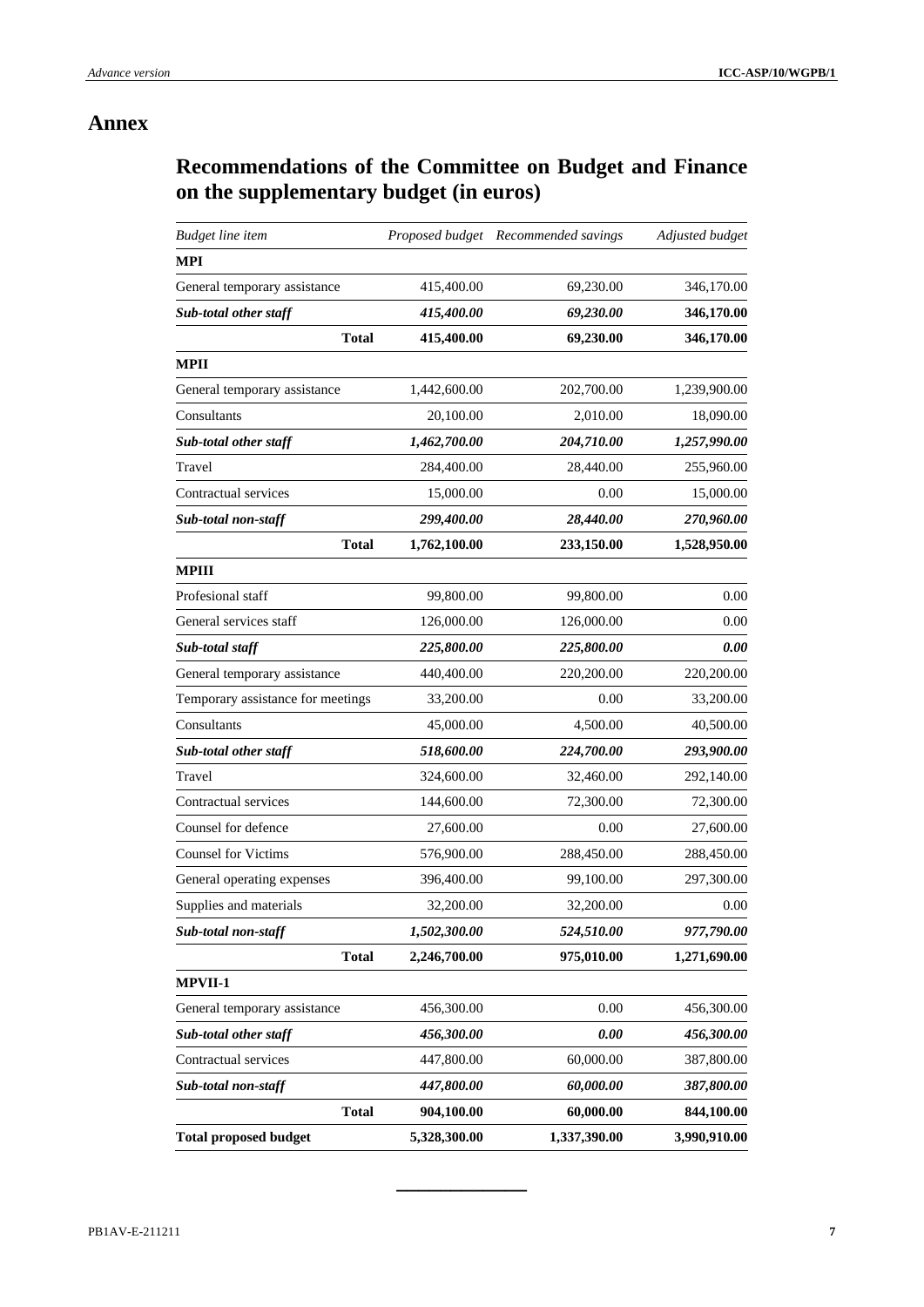# Annex

## Recommendations of the Committee on Budget and Finance on the supplementary budget (in euros)

| *Budget line item* | *Proposed budget* | *Recommended savings* | *Adjusted budget* |
|---|---|---|---|
| **MPI** | | | |
| General temporary assistance | 415,400.00 | 69,230.00 | 346,170.00 |
| ***Sub-total other staff*** | ***415,400.00*** | ***69,230.00*** | **346,170.00** |
| **Total** | **415,400.00** | **69,230.00** | **346,170.00** |
| **MPII** | | | |
| General temporary assistance | 1,442,600.00 | 202,700.00 | 1,239,900.00 |
| Consultants | 20,100.00 | 2,010.00 | 18,090.00 |
| ***Sub-total other staff*** | ***1,462,700.00*** | ***204,710.00*** | ***1,257,990.00*** |
| Travel | 284,400.00 | 28,440.00 | 255,960.00 |
| Contractual services | 15,000.00 | 0.00 | 15,000.00 |
| ***Sub-total non-staff*** | ***299,400.00*** | ***28,440.00*** | ***270,960.00*** |
| **Total** | **1,762,100.00** | **233,150.00** | **1,528,950.00** |
| **MPIII** | | | |
| Profesional staff | 99,800.00 | 99,800.00 | 0.00 |
| General services staff | 126,000.00 | 126,000.00 | 0.00 |
| ***Sub-total staff*** | ***225,800.00*** | ***225,800.00*** | ***0.00*** |
| General temporary assistance | 440,400.00 | 220,200.00 | 220,200.00 |
| Temporary assistance for meetings | 33,200.00 | 0.00 | 33,200.00 |
| Consultants | 45,000.00 | 4,500.00 | 40,500.00 |
| ***Sub-total other staff*** | ***518,600.00*** | ***224,700.00*** | ***293,900.00*** |
| Travel | 324,600.00 | 32,460.00 | 292,140.00 |
| Contractual services | 144,600.00 | 72,300.00 | 72,300.00 |
| Counsel for defence | 27,600.00 | 0.00 | 27,600.00 |
| Counsel for Victims | 576,900.00 | 288,450.00 | 288,450.00 |
| General operating expenses | 396,400.00 | 99,100.00 | 297,300.00 |
| Supplies and materials | 32,200.00 | 32,200.00 | 0.00 |
| ***Sub-total non-staff*** | ***1,502,300.00*** | ***524,510.00*** | ***977,790.00*** |
| **Total** | **2,246,700.00** | **975,010.00** | **1,271,690.00** |
| **MPVII-1** | | | |
| General temporary assistance | 456,300.00 | 0.00 | 456,300.00 |
| ***Sub-total other staff*** | ***456,300.00*** | ***0.00*** | ***456,300.00*** |
| Contractual services | 447,800.00 | 60,000.00 | 387,800.00 |
| ***Sub-total non-staff*** | ***447,800.00*** | ***60,000.00*** | ***387,800.00*** |
| **Total** | **904,100.00** | **60,000.00** | **844,100.00** |
| **Total proposed budget** | **5,328,300.00** | **1,337,390.00** | **3,990,910.00** |